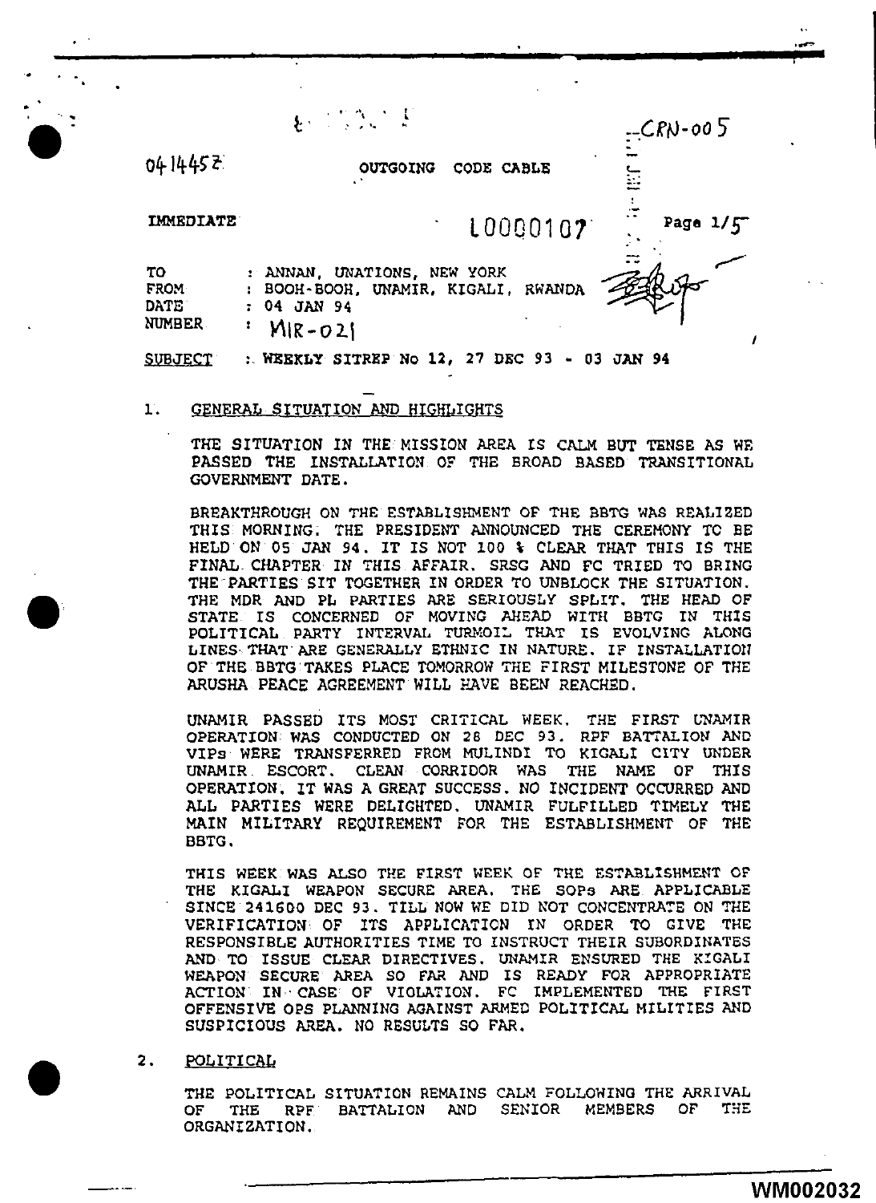CRN-005

0414452

OUTGOING CODE CABLE

IMMEDIATE

L0000107

Page 1/5

TO : ANNAN, UNATIONS, NEW YORK
FROM : BOOH-BOOH, UNAMIR, KIGALI, RWANDA
DATE : 04 JAN 94
NUMBER : MIR-021

SUBJECT : WEEKLY SITREP No 12, 27 DEC 93 - 03 JAN 94

1. GENERAL SITUATION AND HIGHLIGHTS

THE SITUATION IN THE MISSION AREA IS CALM BUT TENSE AS WE PASSED THE INSTALLATION OF THE BROAD BASED TRANSITIONAL GOVERNMENT DATE.

BREAKTHROUGH ON THE ESTABLISHMENT OF THE BBTG WAS REALIZED THIS MORNING. THE PRESIDENT ANNOUNCED THE CEREMONY TO BE HELD ON 05 JAN 94. IT IS NOT 100 % CLEAR THAT THIS IS THE FINAL CHAPTER IN THIS AFFAIR. SRSG AND FC TRIED TO BRING THE PARTIES SIT TOGETHER IN ORDER TO UNBLOCK THE SITUATION. THE MDR AND PL PARTIES ARE SERIOUSLY SPLIT. THE HEAD OF STATE IS CONCERNED OF MOVING AHEAD WITH BBTG IN THIS POLITICAL PARTY INTERVAL TURMOIL THAT IS EVOLVING ALONG LINES THAT ARE GENERALLY ETHNIC IN NATURE. IF INSTALLATION OF THE BBTG TAKES PLACE TOMORROW THE FIRST MILESTONE OF THE ARUSHA PEACE AGREEMENT WILL HAVE BEEN REACHED.

UNAMIR PASSED ITS MOST CRITICAL WEEK. THE FIRST UNAMIR OPERATION WAS CONDUCTED ON 28 DEC 93. RPF BATTALION AND VIPs WERE TRANSFERRED FROM MULINDI TO KIGALI CITY UNDER UNAMIR ESCORT. CLEAN CORRIDOR WAS THE NAME OF THIS OPERATION. IT WAS A GREAT SUCCESS. NO INCIDENT OCCURRED AND ALL PARTIES WERE DELIGHTED. UNAMIR FULFILLED TIMELY THE MAIN MILITARY REQUIREMENT FOR THE ESTABLISHMENT OF THE BBTG.

THIS WEEK WAS ALSO THE FIRST WEEK OF THE ESTABLISHMENT OF THE KIGALI WEAPON SECURE AREA. THE SOPs ARE APPLICABLE SINCE 241600 DEC 93. TILL NOW WE DID NOT CONCENTRATE ON THE VERIFICATION OF ITS APPLICATION IN ORDER TO GIVE THE RESPONSIBLE AUTHORITIES TIME TO INSTRUCT THEIR SUBORDINATES AND TO ISSUE CLEAR DIRECTIVES. UNAMIR ENSURED THE KIGALI WEAPON SECURE AREA SO FAR AND IS READY FOR APPROPRIATE ACTION IN CASE OF VIOLATION. FC IMPLEMENTED THE FIRST OFFENSIVE OPS PLANNING AGAINST ARMED POLITICAL MILITIES AND SUSPICIOUS AREA. NO RESULTS SO FAR.

2. POLITICAL

THE POLITICAL SITUATION REMAINS CALM FOLLOWING THE ARRIVAL OF THE RPF BATTALION AND SENIOR MEMBERS OF THE ORGANIZATION.

WM002032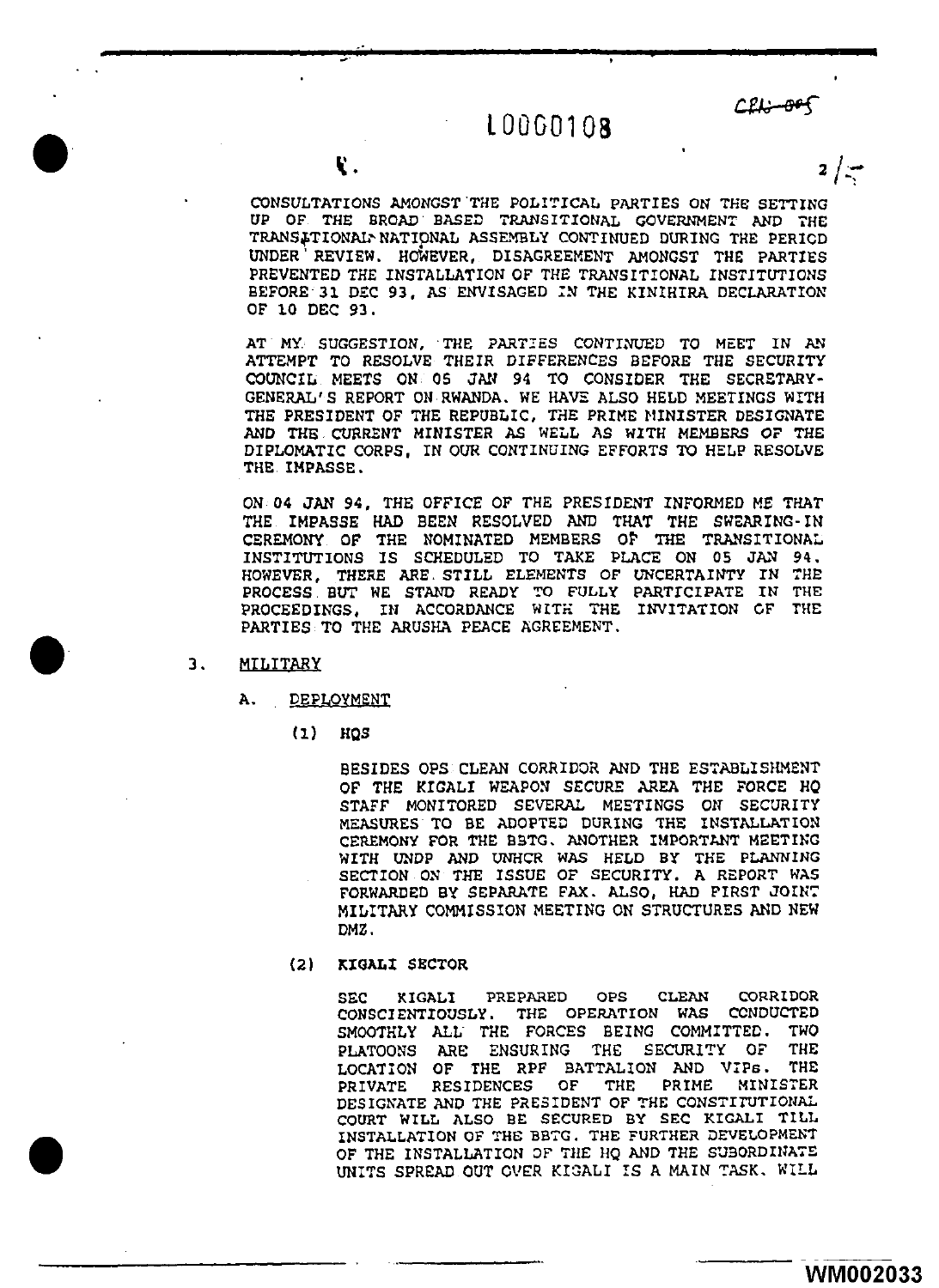CONSULTATIONS AMONGST THE POLITICAL PARTIES ON THE SETTING UP OF THE BROAD BASED TRANSITIONAL GOVERNMENT AND THE TRANSITIONAL NATIONAL ASSEMBLY CONTINUED DURING THE PERIOD UNDER REVIEW. HOWEVER, DISAGREEMENT AMONGST THE PARTIES PREVENTED THE INSTALLATION OF THE TRANSITIONAL INSTITUTIONS BEFORE 31 DEC 93, AS ENVISAGED IN THE KINIHIRA DECLARATION OF 10 DEC 93.

AT MY SUGGESTION, THE PARTIES CONTINUED TO MEET IN AN ATTEMPT TO RESOLVE THEIR DIFFERENCES BEFORE THE SECURITY COUNCIL MEETS ON 05 JAN 94 TO CONSIDER THE SECRETARY-GENERAL'S REPORT ON RWANDA. WE HAVE ALSO HELD MEETINGS WITH THE PRESIDENT OF THE REPUBLIC, THE PRIME MINISTER DESIGNATE AND THE CURRENT MINISTER AS WELL AS WITH MEMBERS OF THE DIPLOMATIC CORPS, IN OUR CONTINUING EFFORTS TO HELP RESOLVE THE IMPASSE.

ON 04 JAN 94, THE OFFICE OF THE PRESIDENT INFORMED ME THAT THE IMPASSE HAD BEEN RESOLVED AND THAT THE SWEARING-IN CEREMONY OF THE NOMINATED MEMBERS OF THE TRANSITIONAL INSTITUTIONS IS SCHEDULED TO TAKE PLACE ON 05 JAN 94. HOWEVER, THERE ARE STILL ELEMENTS OF UNCERTAINTY IN THE PROCESS BUT WE STAND READY TO FULLY PARTICIPATE IN THE PROCEEDINGS, IN ACCORDANCE WITH THE INVITATION OF THE PARTIES TO THE ARUSHA PEACE AGREEMENT.

3. MILITARY

A. DEPLOYMENT

(1) HQS

BESIDES OPS CLEAN CORRIDOR AND THE ESTABLISHMENT OF THE KIGALI WEAPON SECURE AREA THE FORCE HQ STAFF MONITORED SEVERAL MEETINGS ON SECURITY MEASURES TO BE ADOPTED DURING THE INSTALLATION CEREMONY FOR THE BBTG. ANOTHER IMPORTANT MEETING WITH UNDP AND UNHCR WAS HELD BY THE PLANNING SECTION ON THE ISSUE OF SECURITY. A REPORT WAS FORWARDED BY SEPARATE FAX. ALSO, HAD FIRST JOINT MILITARY COMMISSION MEETING ON STRUCTURES AND NEW DMZ.

(2) KIGALI SECTOR

SEC KIGALI PREPARED OPS CLEAN CORRIDOR CONSCIENTIOUSLY. THE OPERATION WAS CONDUCTED SMOOTHLY ALL THE FORCES BEING COMMITTED. TWO PLATOONS ARE ENSURING THE SECURITY OF THE LOCATION OF THE RPF BATTALION AND VIPs. THE PRIVATE RESIDENCES OF THE PRIME MINISTER DESIGNATE AND THE PRESIDENT OF THE CONSTITUTIONAL COURT WILL ALSO BE SECURED BY SEC KIGALI TILL INSTALLATION OF THE BBTG. THE FURTHER DEVELOPMENT OF THE INSTALLATION OF THE HQ AND THE SUBORDINATE UNITS SPREAD OUT OVER KIGALI IS A MAIN TASK. WILL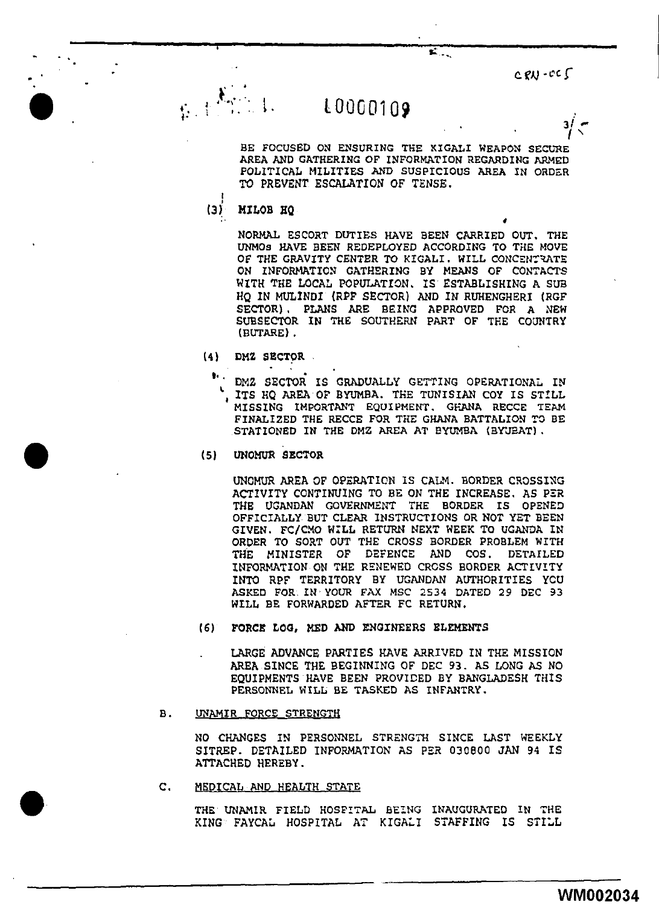BE FOCUSED ON ENSURING THE KIGALI WEAPON SECURE AREA AND GATHERING OF INFORMATION REGARDING ARMED POLITICAL MILITIES AND SUSPICIOUS AREA IN ORDER TO PREVENT ESCALATION OF TENSE.

**(3) MILOB HQ**

NORMAL ESCORT DUTIES HAVE BEEN CARRIED OUT. THE UNMOs HAVE BEEN REDEPLOYED ACCORDING TO THE MOVE OF THE GRAVITY CENTER TO KIGALI. WILL CONCENTRATE ON INFORMATION GATHERING BY MEANS OF CONTACTS WITH THE LOCAL POPULATION. IS ESTABLISHING A SUB HQ IN MULINDI (RPF SECTOR) AND IN RUHENGHERI (RGF SECTOR). PLANS ARE BEING APPROVED FOR A NEW SUBSECTOR IN THE SOUTHERN PART OF THE COUNTRY (BUTARE).

**(4) DMZ SECTOR**

DMZ SECTOR IS GRADUALLY GETTING OPERATIONAL IN ITS HQ AREA OF BYUMBA. THE TUNISIAN COY IS STILL MISSING IMPORTANT EQUIPMENT. GHANA RECCE TEAM FINALIZED THE RECCE FOR THE GHANA BATTALION TO BE STATIONED IN THE DMZ AREA AT BYUMBA (BYUBAT).

**(5) UNOMUR SECTOR**

UNOMUR AREA OF OPERATION IS CALM. BORDER CROSSING ACTIVITY CONTINUING TO BE ON THE INCREASE. AS PER THE UGANDAN GOVERNMENT THE BORDER IS OPENED OFFICIALLY BUT CLEAR INSTRUCTIONS OR NOT YET BEEN GIVEN. FC/CMO WILL RETURN NEXT WEEK TO UGANDA IN ORDER TO SORT OUT THE CROSS BORDER PROBLEM WITH THE MINISTER OF DEFENCE AND COS. DETAILED INFORMATION ON THE RENEWED CROSS BORDER ACTIVITY INTO RPF TERRITORY BY UGANDAN AUTHORITIES YOU ASKED FOR IN YOUR FAX MSC 2534 DATED 29 DEC 93 WILL BE FORWARDED AFTER FC RETURN.

**(6) FORCE LOG, MED AND ENGINEERS ELEMENTS**

LARGE ADVANCE PARTIES HAVE ARRIVED IN THE MISSION AREA SINCE THE BEGINNING OF DEC 93. AS LONG AS NO EQUIPMENTS HAVE BEEN PROVIDED BY BANGLADESH THIS PERSONNEL WILL BE TASKED AS INFANTRY.

B. UNAMIR FORCE STRENGTH

NO CHANGES IN PERSONNEL STRENGTH SINCE LAST WEEKLY SITREP. DETAILED INFORMATION AS PER 030800 JAN 94 IS ATTACHED HEREBY.

C. MEDICAL AND HEALTH STATE

THE UNAMIR FIELD HOSPITAL BEING INAUGURATED IN THE KING FAYCAL HOSPITAL AT KIGALI STAFFING IS STILL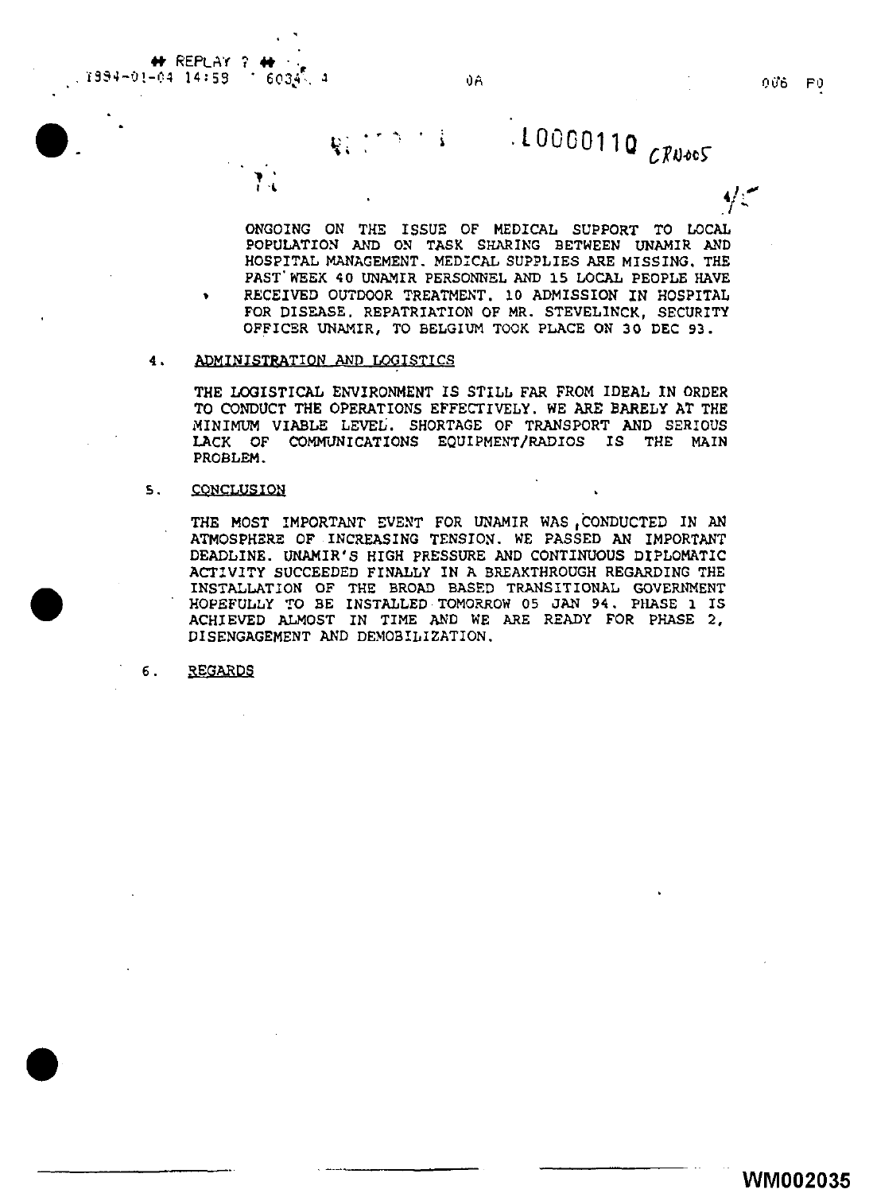ONGOING ON THE ISSUE OF MEDICAL SUPPORT TO LOCAL POPULATION AND ON TASK SHARING BETWEEN UNAMIR AND HOSPITAL MANAGEMENT. MEDICAL SUPPLIES ARE MISSING. THE PAST WEEK 40 UNAMIR PERSONNEL AND 15 LOCAL PEOPLE HAVE RECEIVED OUTDOOR TREATMENT. 10 ADMISSION IN HOSPITAL FOR DISEASE. REPATRIATION OF MR. STEVELINCK, SECURITY OFFICER UNAMIR, TO BELGIUM TOOK PLACE ON 30 DEC 93.

4. ADMINISTRATION AND LOGISTICS

THE LOGISTICAL ENVIRONMENT IS STILL FAR FROM IDEAL IN ORDER TO CONDUCT THE OPERATIONS EFFECTIVELY. WE ARE BARELY AT THE MINIMUM VIABLE LEVEL. SHORTAGE OF TRANSPORT AND SERIOUS LACK OF COMMUNICATIONS EQUIPMENT/RADIOS IS THE MAIN PROBLEM.

5. CONCLUSION

THE MOST IMPORTANT EVENT FOR UNAMIR WAS CONDUCTED IN AN ATMOSPHERE OF INCREASING TENSION. WE PASSED AN IMPORTANT DEADLINE. UNAMIR'S HIGH PRESSURE AND CONTINUOUS DIPLOMATIC ACTIVITY SUCCEEDED FINALLY IN A BREAKTHROUGH REGARDING THE INSTALLATION OF THE BROAD BASED TRANSITIONAL GOVERNMENT HOPEFULLY TO BE INSTALLED TOMORROW 05 JAN 94. PHASE 1 IS ACHIEVED ALMOST IN TIME AND WE ARE READY FOR PHASE 2, DISENGAGEMENT AND DEMOBILIZATION.

6. REGARDS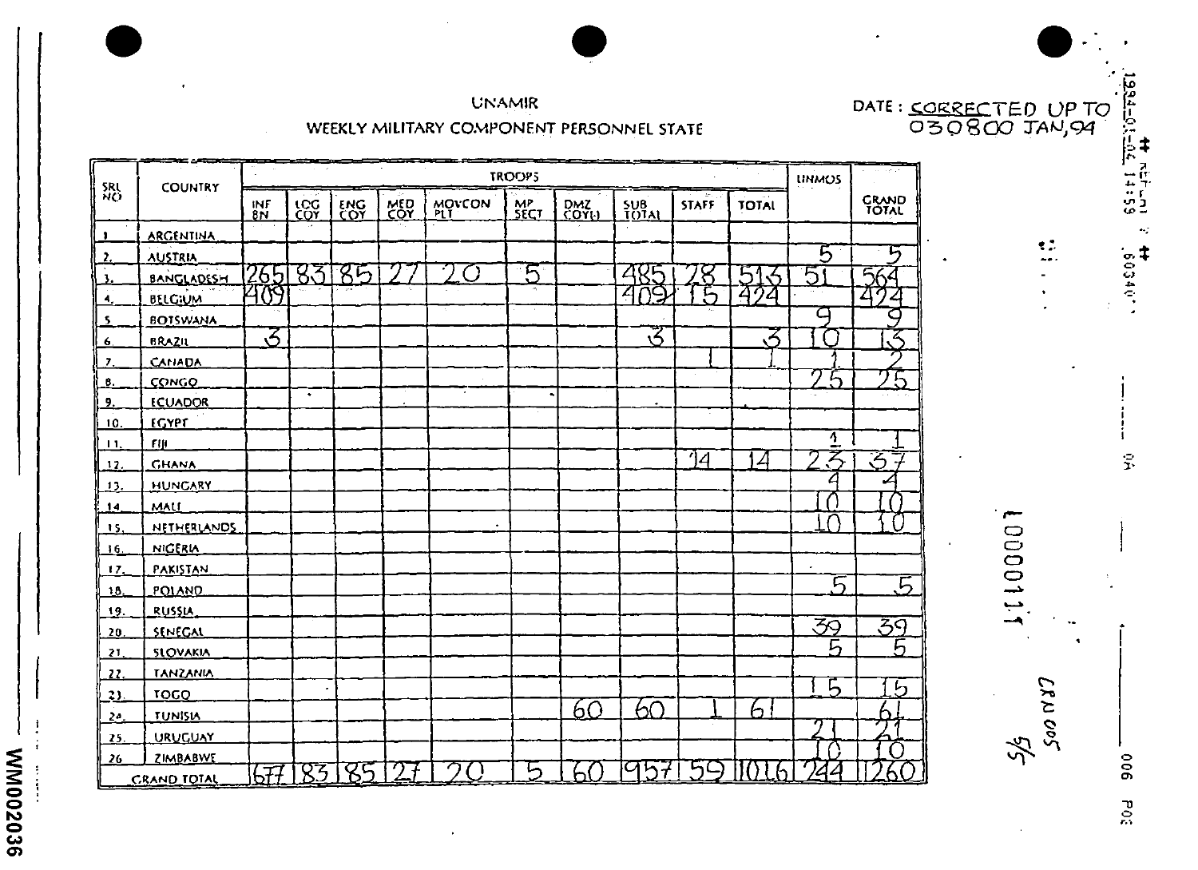# UNAMIR

## WEEKLY MILITARY COMPONENT PERSONNEL STATE

DATE : CORRECTED UP TO 030800 JAN,94

| SRL NO | COUNTRY | TROOPS | | | | | | | | | | UNMOS | GRAND TOTAL |
|---|---|---|---|---|---|---|---|---|---|---|---|---|---|
| | | INF BN | LOG COY | ENG COY | MED COY | MOVCON PLT | MP SECT | DMZ COY(-) | SUB TOTAL | STAFF | TOTAL | | |
| 1. | ARGENTINA | | | | | | | | | | | | |
| 2. | AUSTRIA | | | | | | | | | | | 5 | 5 |
| 3. | BANGLADESH | 265 | 83 | 85 | 27 | 20 | 5 | | 485 | 28 | 513 | 51 | 564 |
| 4. | BELGIUM | 409 | | | | | | | 409 | 15 | 424 | | 424 |
| 5. | BOTSWANA | | | | | | | | | | | 9 | 9 |
| 6. | BRAZIL | 3 | | | | | | | 3 | | 3 | 10 | 13 |
| 7. | CANADA | | | | | | | | | 1 | 1 | 1 | 2 |
| 8. | CONGO | | | | | | | | | | | 25 | 25 |
| 9. | ECUADOR | | | | | | | | | | | | |
| 10. | EGYPT | | | | | | | | | | | | |
| 11. | FIJI | | | | | | | | | | | 1 | 1 |
| 12. | GHANA | | | | | | | | | 14 | 14 | 23 | 37 |
| 13. | HUNGARY | | | | | | | | | | | 4 | 4 |
| 14. | MALI | | | | | | | | | | | 10 | 10 |
| 15. | NETHERLANDS | | | | | | | | | | | 10 | 10 |
| 16. | NIGERIA | | | | | | | | | | | | |
| 17. | PAKISTAN | | | | | | | | | | | | |
| 18. | POLAND | | | | | | | | | | | 5 | 5 |
| 19. | RUSSIA | | | | | | | | | | | | |
| 20. | SENEGAL | | | | | | | | | | | 39 | 39 |
| 21. | SLOVAKIA | | | | | | | | | | | 5 | 5 |
| 22. | TANZANIA | | | | | | | | | | | | |
| 23. | TOGO | | | | | | | | | | | 15 | 15 |
| 24. | TUNISIA | | | | | | | 60 | 60 | 1 | 61 | | 61 |
| 25. | URUGUAY | | | | | | | | | | | 21 | 21 |
| 26. | ZIMBABWE | | | | | | | | | | | 10 | 10 |
| | GRAND TOTAL | 677 | 83 | 85 | 27 | 20 | 5 | 60 | 957 | 59 | 1016 | 244 | 1260 |

CRN 005

5/5

L0000111